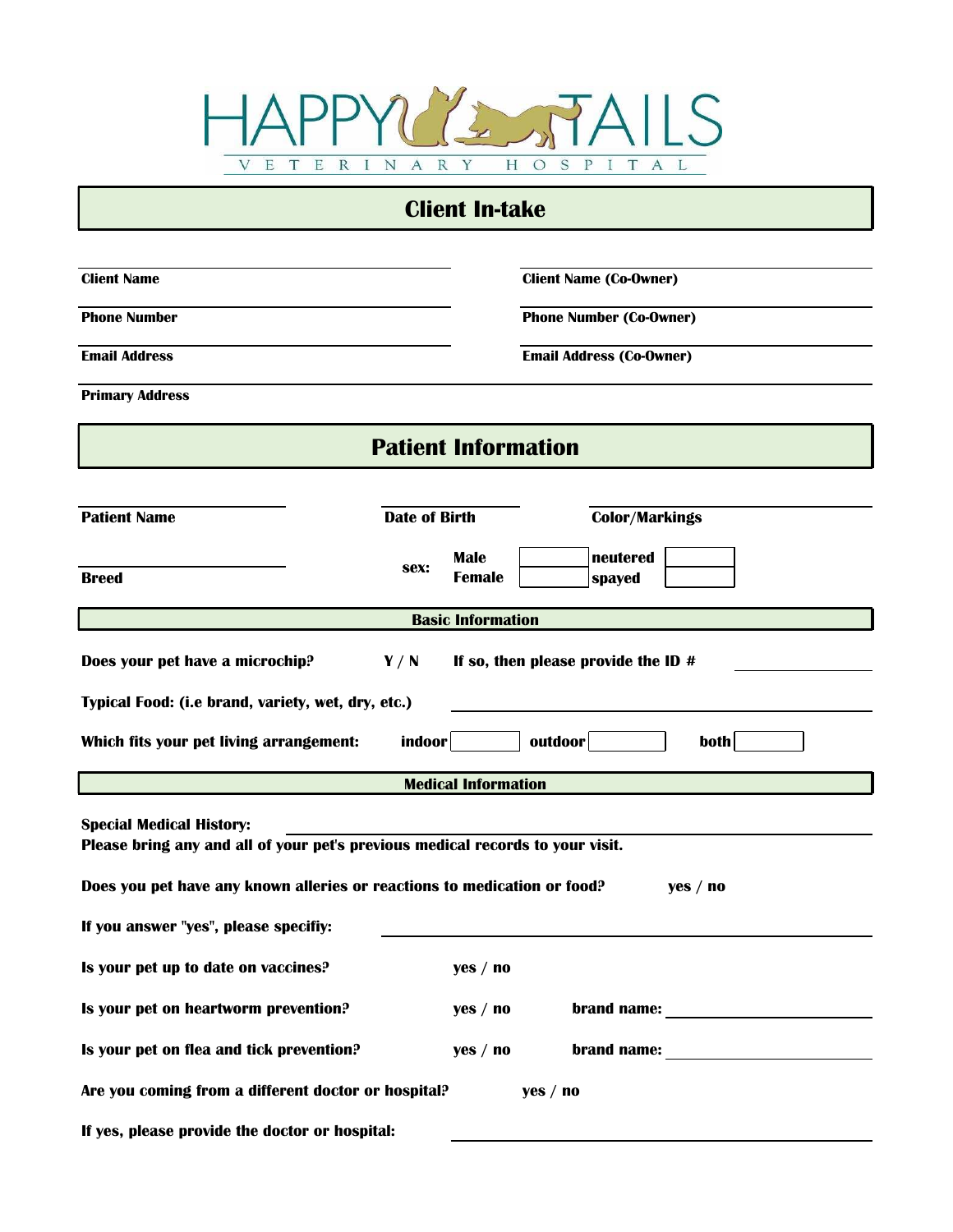# HAPPY TAILS

VETERINARY HOSPITAL

## Client In-take

**Client Name** ______________________

**Client Name (Co-Owner)** ______________________

**Phone Number** ______________________

**Phone Number (Co-Owner)** ______________________

**Email Address** ______________________

**Email Address (Co-Owner)** ______________________

**Primary Address** ______________________

## Patient Information

**Patient Name** ______________________

**Date of Birth** ______________________

**Color/Markings** ______________________

**Breed** ______________________

**sex:**

| | | | |
|---|---|---|---|
| **Male** | | **neutered** | |
| **Female** | | **spayed** | |

### Basic Information

**Does your pet have a microchip?** **Y / N** **If so, then please provide the ID #** ______________________

**Typical Food: (i.e brand, variety, wet, dry, etc.)** ______________________

**Which fits your pet living arrangement:** **indoor** [ ] **outdoor** [ ] **both** [ ]

### Medical Information

**Special Medical History:** ______________________

**Please bring any and all of your pet's previous medical records to your visit.**

**Does you pet have any known alleries or reactions to medication or food?** **yes / no**

**If you answer "yes", please specifiy:** ______________________

**Is your pet up to date on vaccines?** **yes / no**

**Is your pet on heartworm prevention?** **yes / no** **brand name:** ______________________

**Is your pet on flea and tick prevention?** **yes / no** **brand name:** ______________________

**Are you coming from a different doctor or hospital?** **yes / no**

**If yes, please provide the doctor or hospital:** ______________________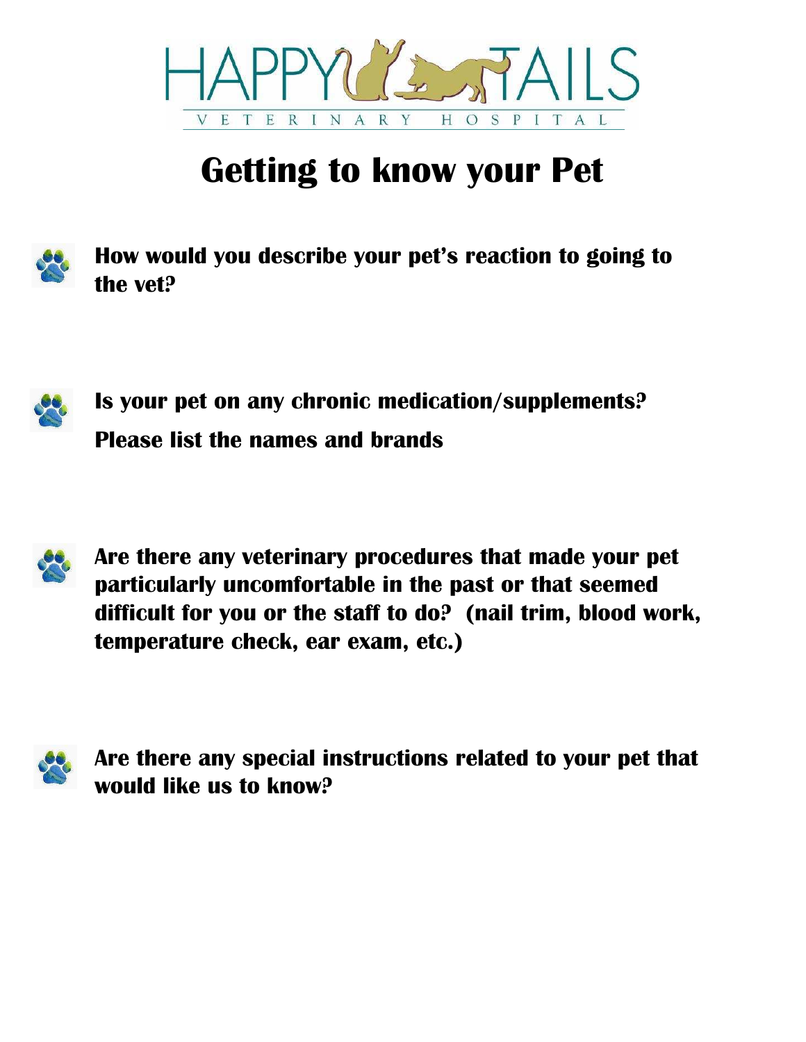HAPPY TAILS

VETERINARY HOSPITAL

# Getting to know your Pet

- **How would you describe your pet's reaction to going to the vet?**

- **Is your pet on any chronic medication/supplements?**
  **Please list the names and brands**

- **Are there any veterinary procedures that made your pet particularly uncomfortable in the past or that seemed difficult for you or the staff to do? (nail trim, blood work, temperature check, ear exam, etc.)**

- **Are there any special instructions related to your pet that would like us to know?**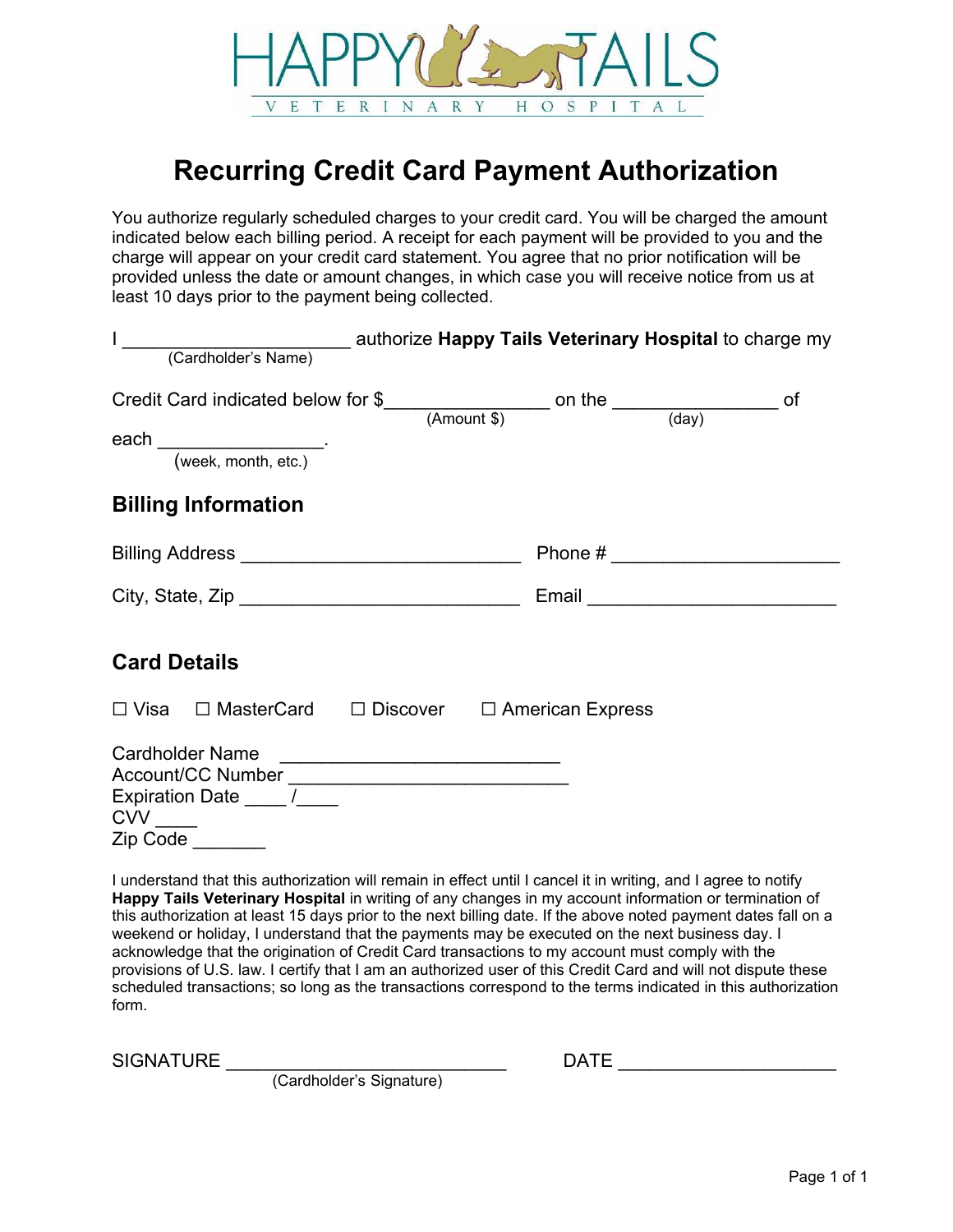HAPPY TAILS
VETERINARY HOSPITAL

# Recurring Credit Card Payment Authorization

You authorize regularly scheduled charges to your credit card. You will be charged the amount indicated below each billing period. A receipt for each payment will be provided to you and the charge will appear on your credit card statement. You agree that no prior notification will be provided unless the date or amount changes, in which case you will receive notice from us at least 10 days prior to the payment being collected.

I ______________________ authorize **Happy Tails Veterinary Hospital** to charge my
(Cardholder's Name)

Credit Card indicated below for $________________ on the ________________ of
(Amount $) (day)

each ________________.
(week, month, etc.)

## Billing Information

Billing Address ___________________________ Phone # ______________________

City, State, Zip ___________________________ Email ________________________

## Card Details

☐ Visa ☐ MasterCard ☐ Discover ☐ American Express

Cardholder Name ___________________________
Account/CC Number ___________________________
Expiration Date ____ /____
CVV ____
Zip Code _______

I understand that this authorization will remain in effect until I cancel it in writing, and I agree to notify **Happy Tails Veterinary Hospital** in writing of any changes in my account information or termination of this authorization at least 15 days prior to the next billing date. If the above noted payment dates fall on a weekend or holiday, I understand that the payments may be executed on the next business day. I acknowledge that the origination of Credit Card transactions to my account must comply with the provisions of U.S. law. I certify that I am an authorized user of this Credit Card and will not dispute these scheduled transactions; so long as the transactions correspond to the terms indicated in this authorization form.

SIGNATURE ____________________________ DATE _____________________
(Cardholder's Signature)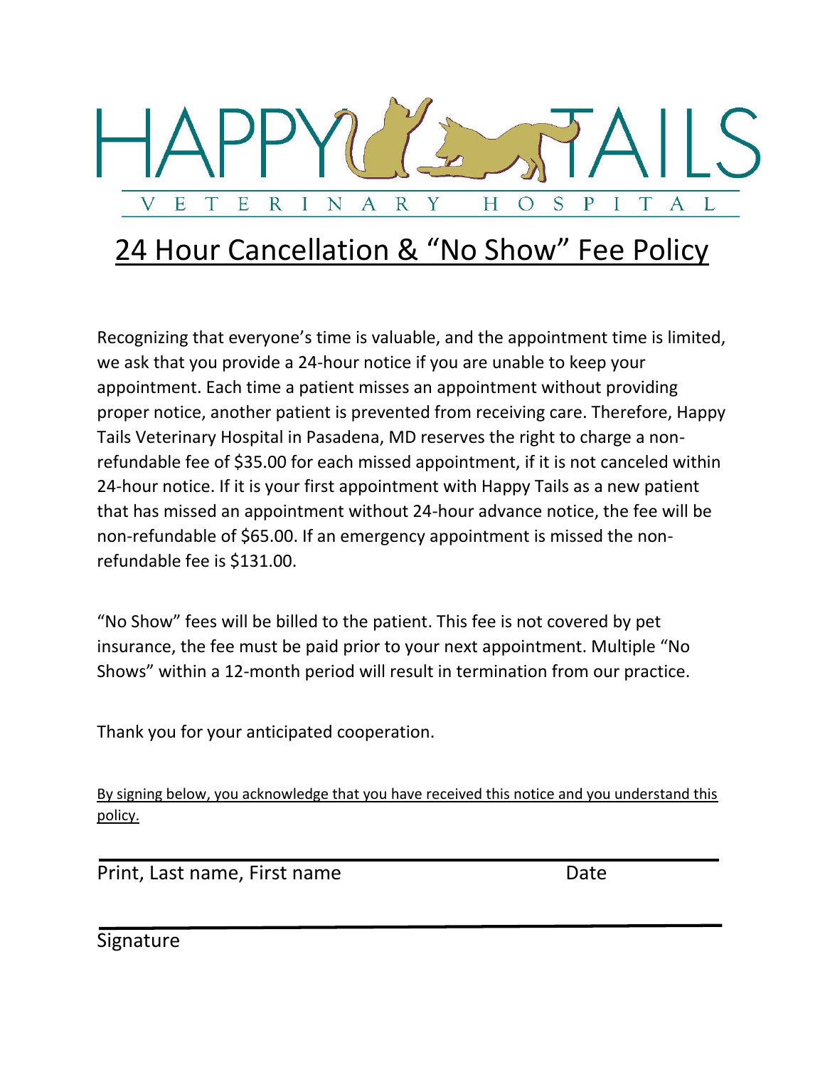# HAPPY TAILS

VETERINARY HOSPITAL

## 24 Hour Cancellation & "No Show" Fee Policy

Recognizing that everyone's time is valuable, and the appointment time is limited, we ask that you provide a 24-hour notice if you are unable to keep your appointment. Each time a patient misses an appointment without providing proper notice, another patient is prevented from receiving care. Therefore, Happy Tails Veterinary Hospital in Pasadena, MD reserves the right to charge a non-refundable fee of $35.00 for each missed appointment, if it is not canceled within 24-hour notice. If it is your first appointment with Happy Tails as a new patient that has missed an appointment without 24-hour advance notice, the fee will be non-refundable of $65.00. If an emergency appointment is missed the non-refundable fee is $131.00.

"No Show" fees will be billed to the patient. This fee is not covered by pet insurance, the fee must be paid prior to your next appointment. Multiple "No Shows" within a 12-month period will result in termination from our practice.

Thank you for your anticipated cooperation.

<u>By signing below, you acknowledge that you have received this notice and you understand this policy.</u>

\_\_\_\_\_\_\_\_\_\_\_\_\_\_\_\_\_\_\_\_\_\_\_\_\_\_\_\_\_\_\_\_\_\_\_\_\_\_\_\_\_\_\_\_\_\_\_\_\_\_\_\_\_\_\_\_

Print, Last name, First name Date

\_\_\_\_\_\_\_\_\_\_\_\_\_\_\_\_\_\_\_\_\_\_\_\_\_\_\_\_\_\_\_\_\_\_\_\_\_\_\_\_\_\_\_\_\_\_\_\_\_\_\_\_\_\_\_\_

Signature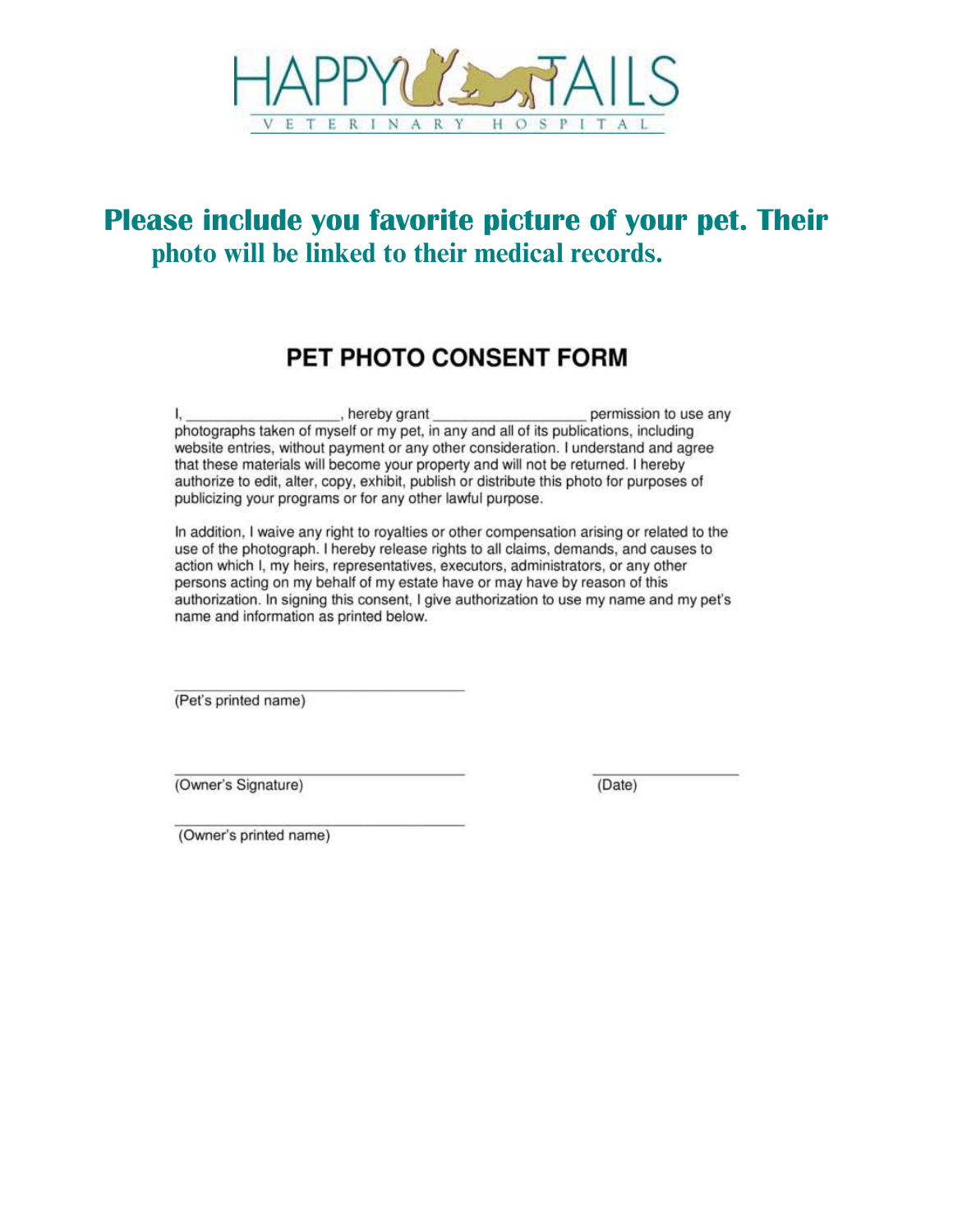HAPPY TAILS
VETERINARY HOSPITAL

**Please include you favorite picture of your pet. Their photo will be linked to their medical records.**

## PET PHOTO CONSENT FORM

I, ___________________, hereby grant ___________________ permission to use any photographs taken of myself or my pet, in any and all of its publications, including website entries, without payment or any other consideration. I understand and agree that these materials will become your property and will not be returned. I hereby authorize to edit, alter, copy, exhibit, publish or distribute this photo for purposes of publicizing your programs or for any other lawful purpose.

In addition, I waive any right to royalties or other compensation arising or related to the use of the photograph. I hereby release rights to all claims, demands, and causes to action which I, my heirs, representatives, executors, administrators, or any other persons acting on my behalf of my estate have or may have by reason of this authorization. In signing this consent, I give authorization to use my name and my pet's name and information as printed below.

___________________________________
(Pet's printed name)

___________________________________ ___________________
(Owner's Signature) (Date)

___________________________________
(Owner's printed name)